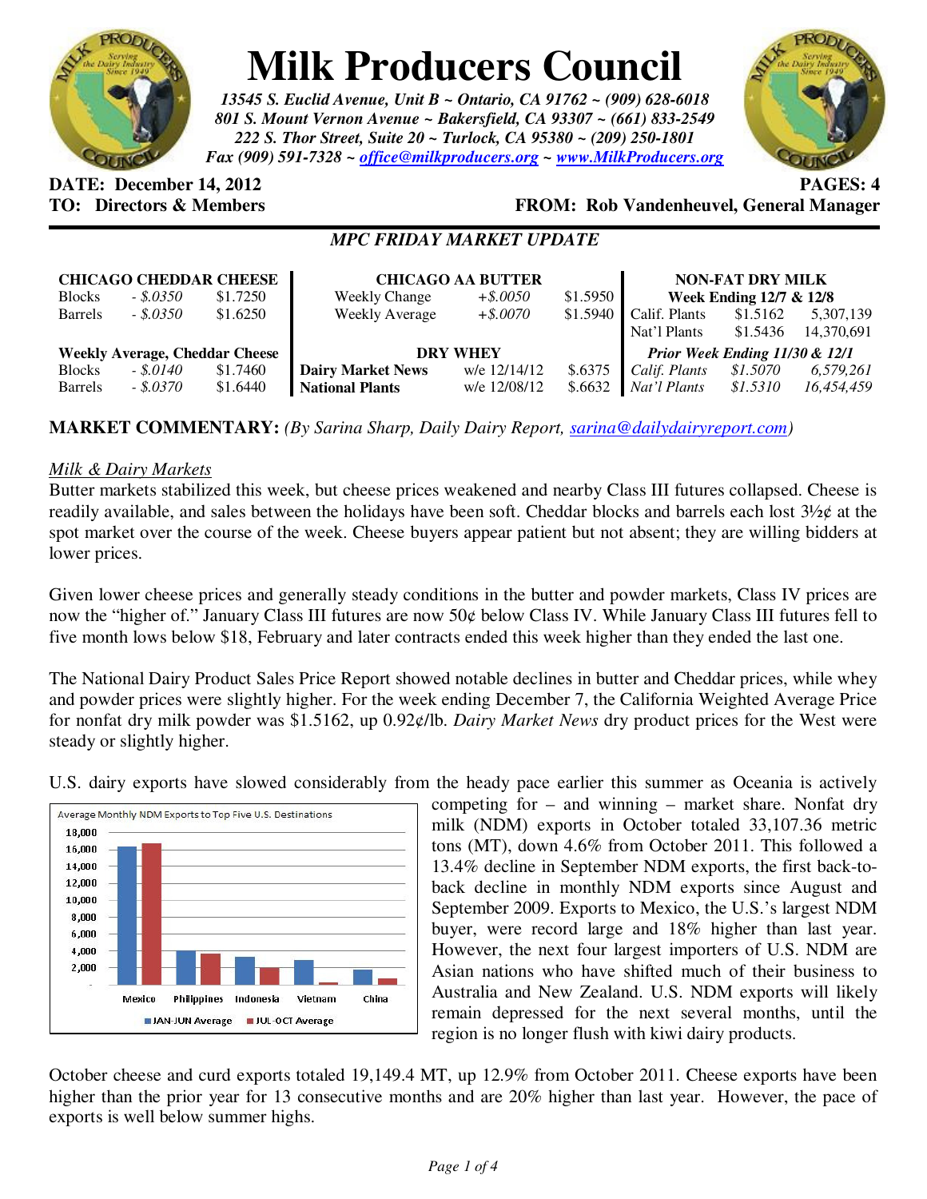# Milk Producers Council

***13545 S. Euclid Avenue, Unit B ~ Ontario, CA 91762 ~ (909) 628-6018***
***801 S. Mount Vernon Avenue ~ Bakersfield, CA 93307 ~ (661) 833-2549***
***222 S. Thor Street, Suite 20 ~ Turlock, CA 95380 ~ (209) 250-1801***
***Fax (909) 591-7328 ~ office@milkproducers.org ~ www.MilkProducers.org***

**DATE: December 14, 2012** — **PAGES: 4**

**TO: Directors & Members** — **FROM: Rob Vandenheuvel, General Manager**

## *MPC FRIDAY MARKET UPDATE*

| **CHICAGO CHEDDAR CHEESE** | | |
|---|---|---|
| Blocks | *- $.0350* | $1.7250 |
| Barrels | *- $.0350* | $1.6250 |
| **Weekly Average, Cheddar Cheese** | | |
| Blocks | *- $.0140* | $1.7460 |
| Barrels | *- $.0370* | $1.6440 |

| **CHICAGO AA BUTTER** | | |
|---|---|---|
| Weekly Change | *+$.0050* | $1.5950 |
| Weekly Average | *+$.0070* | $1.5940 |
| **DRY WHEY** | | |
| **Dairy Market News** | w/e 12/14/12 | $.6375 |
| **National Plants** | w/e 12/08/12 | $.6632 |

| **NON-FAT DRY MILK** | | |
|---|---|---|
| **Week Ending 12/7 & 12/8** | | |
| Calif. Plants | $1.5162 | 5,307,139 |
| Nat'l Plants | $1.5436 | 14,370,691 |
| ***Prior Week Ending 11/30 & 12/1*** | | |
| *Calif. Plants* | *$1.5070* | *6,579,261* |
| *Nat'l Plants* | *$1.5310* | *16,454,459* |

**MARKET COMMENTARY:** *(By Sarina Sharp, Daily Dairy Report, sarina@dailydairyreport.com)*

*Milk & Dairy Markets*

Butter markets stabilized this week, but cheese prices weakened and nearby Class III futures collapsed. Cheese is readily available, and sales between the holidays have been soft. Cheddar blocks and barrels each lost 3½¢ at the spot market over the course of the week. Cheese buyers appear patient but not absent; they are willing bidders at lower prices.

Given lower cheese prices and generally steady conditions in the butter and powder markets, Class IV prices are now the "higher of." January Class III futures are now 50¢ below Class IV. While January Class III futures fell to five month lows below $18, February and later contracts ended this week higher than they ended the last one.

The National Dairy Product Sales Price Report showed notable declines in butter and Cheddar prices, while whey and powder prices were slightly higher. For the week ending December 7, the California Weighted Average Price for nonfat dry milk powder was $1.5162, up 0.92¢/lb. *Dairy Market News* dry product prices for the West were steady or slightly higher.

U.S. dairy exports have slowed considerably from the heady pace earlier this summer as Oceania is actively competing for – and winning – market share. Nonfat dry milk (NDM) exports in October totaled 33,107.36 metric tons (MT), down 4.6% from October 2011. This followed a 13.4% decline in September NDM exports, the first back-to-back decline in monthly NDM exports since August and September 2009. Exports to Mexico, the U.S.'s largest NDM buyer, were record large and 18% higher than last year. However, the next four largest importers of U.S. NDM are Asian nations who have shifted much of their business to Australia and New Zealand. U.S. NDM exports will likely remain depressed for the next several months, until the region is no longer flush with kiwi dairy products.

October cheese and curd exports totaled 19,149.4 MT, up 12.9% from October 2011. Cheese exports have been higher than the prior year for 13 consecutive months and are 20% higher than last year. However, the pace of exports is well below summer highs.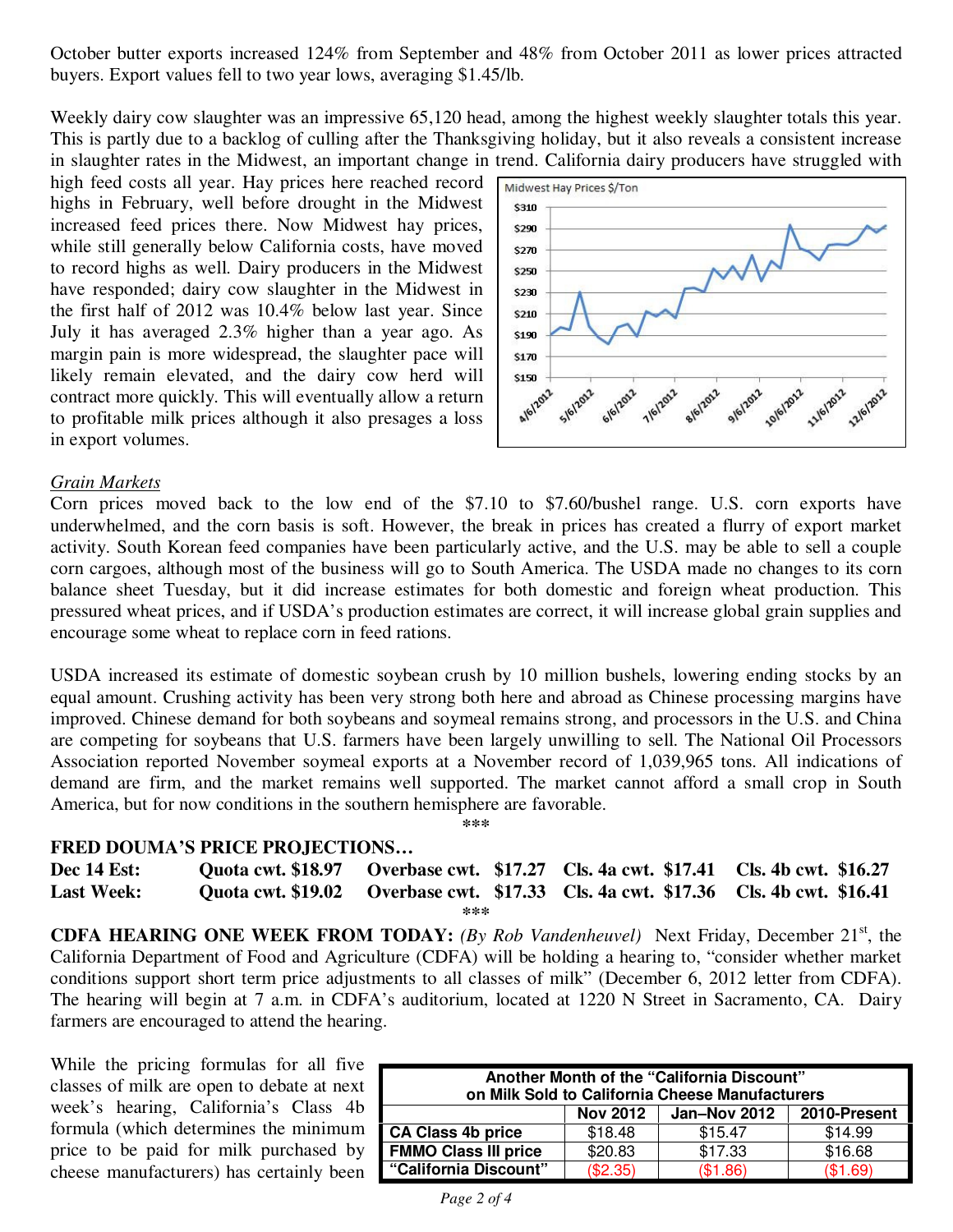October butter exports increased 124% from September and 48% from October 2011 as lower prices attracted buyers. Export values fell to two year lows, averaging $1.45/lb.

Weekly dairy cow slaughter was an impressive 65,120 head, among the highest weekly slaughter totals this year. This is partly due to a backlog of culling after the Thanksgiving holiday, but it also reveals a consistent increase in slaughter rates in the Midwest, an important change in trend. California dairy producers have struggled with high feed costs all year. Hay prices here reached record highs in February, well before drought in the Midwest increased feed prices there. Now Midwest hay prices, while still generally below California costs, have moved to record highs as well. Dairy producers in the Midwest have responded; dairy cow slaughter in the Midwest in the first half of 2012 was 10.4% below last year. Since July it has averaged 2.3% higher than a year ago. As margin pain is more widespread, the slaughter pace will likely remain elevated, and the dairy cow herd will contract more quickly. This will eventually allow a return to profitable milk prices although it also presages a loss in export volumes.

Midwest Hay Prices $/Ton

*Grain Markets*

Corn prices moved back to the low end of the $7.10 to $7.60/bushel range. U.S. corn exports have underwhelmed, and the corn basis is soft. However, the break in prices has created a flurry of export market activity. South Korean feed companies have been particularly active, and the U.S. may be able to sell a couple corn cargoes, although most of the business will go to South America. The USDA made no changes to its corn balance sheet Tuesday, but it did increase estimates for both domestic and foreign wheat production. This pressured wheat prices, and if USDA's production estimates are correct, it will increase global grain supplies and encourage some wheat to replace corn in feed rations.

USDA increased its estimate of domestic soybean crush by 10 million bushels, lowering ending stocks by an equal amount. Crushing activity has been very strong both here and abroad as Chinese processing margins have improved. Chinese demand for both soybeans and soymeal remains strong, and processors in the U.S. and China are competing for soybeans that U.S. farmers have been largely unwilling to sell. The National Oil Processors Association reported November soymeal exports at a November record of 1,039,965 tons. All indications of demand are firm, and the market remains well supported. The market cannot afford a small crop in South America, but for now conditions in the southern hemisphere are favorable.

\*\*\*

**FRED DOUMA'S PRICE PROJECTIONS…**

| | | | | |
|---|---|---|---|---|
| **Dec 14 Est:** | **Quota cwt. $18.97** | **Overbase cwt. $17.27** | **Cls. 4a cwt. $17.41** | **Cls. 4b cwt. $16.27** |
| **Last Week:** | **Quota cwt. $19.02** | **Overbase cwt. $17.33** | **Cls. 4a cwt. $17.36** | **Cls. 4b cwt. $16.41** |

\*\*\*

**CDFA HEARING ONE WEEK FROM TODAY:** *(By Rob Vandenheuvel)* Next Friday, December 21st, the California Department of Food and Agriculture (CDFA) will be holding a hearing to, "consider whether market conditions support short term price adjustments to all classes of milk" (December 6, 2012 letter from CDFA). The hearing will begin at 7 a.m. in CDFA's auditorium, located at 1220 N Street in Sacramento, CA. Dairy farmers are encouraged to attend the hearing.

While the pricing formulas for all five classes of milk are open to debate at next week's hearing, California's Class 4b formula (which determines the minimum price to be paid for milk purchased by cheese manufacturers) has certainly been

**Another Month of the "California Discount" on Milk Sold to California Cheese Manufacturers**

| | Nov 2012 | Jan–Nov 2012 | 2010-Present |
|---|---|---|---|
| **CA Class 4b price** | $18.48 | $15.47 | $14.99 |
| **FMMO Class III price** | $20.83 | $17.33 | $16.68 |
| **"California Discount"** | ($2.35) | ($1.86) | ($1.69) |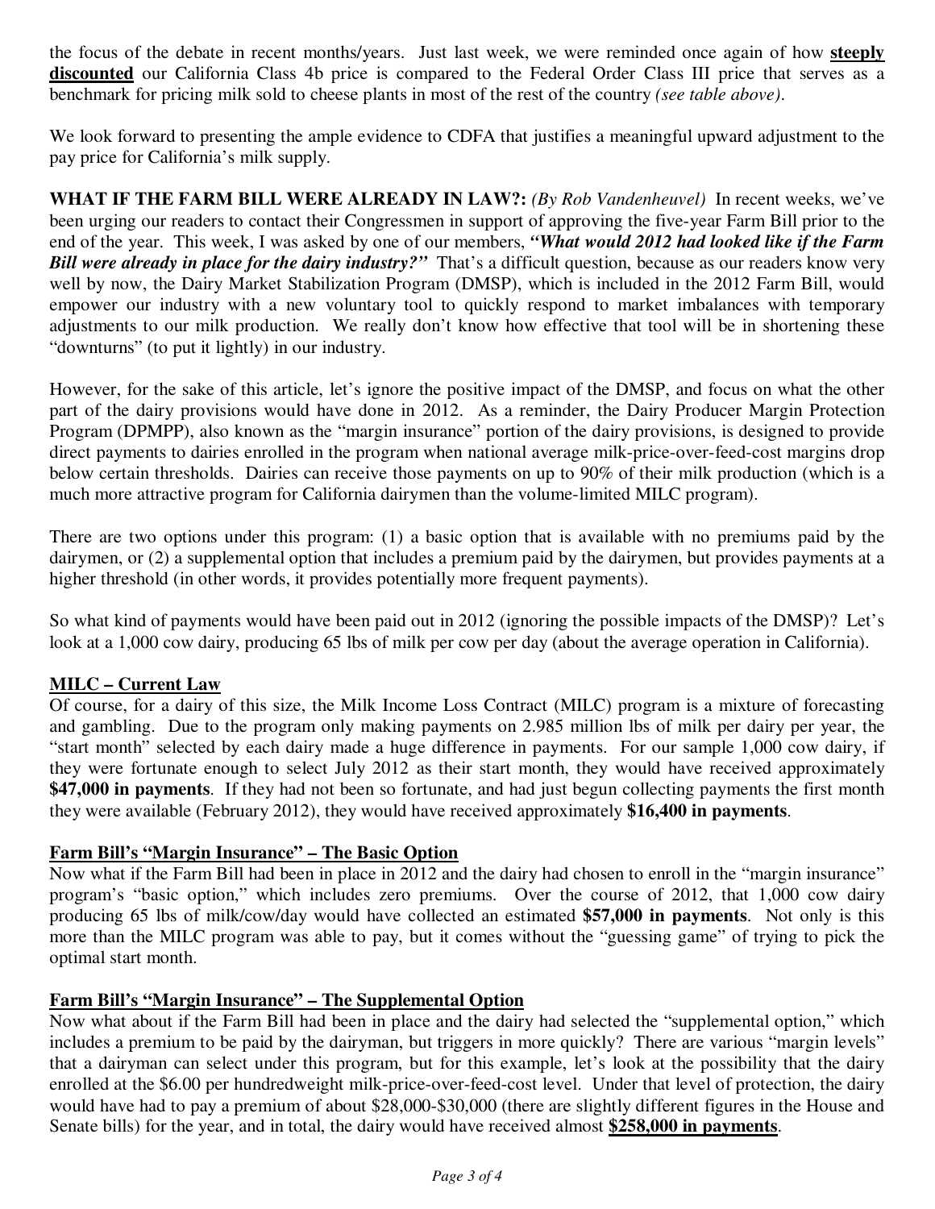the focus of the debate in recent months/years. Just last week, we were reminded once again of how **steeply discounted** our California Class 4b price is compared to the Federal Order Class III price that serves as a benchmark for pricing milk sold to cheese plants in most of the rest of the country *(see table above)*.

We look forward to presenting the ample evidence to CDFA that justifies a meaningful upward adjustment to the pay price for California's milk supply.

**WHAT IF THE FARM BILL WERE ALREADY IN LAW?:** *(By Rob Vandenheuvel)* In recent weeks, we've been urging our readers to contact their Congressmen in support of approving the five-year Farm Bill prior to the end of the year. This week, I was asked by one of our members, ***"What would 2012 had looked like if the Farm Bill were already in place for the dairy industry?"*** That's a difficult question, because as our readers know very well by now, the Dairy Market Stabilization Program (DMSP), which is included in the 2012 Farm Bill, would empower our industry with a new voluntary tool to quickly respond to market imbalances with temporary adjustments to our milk production. We really don't know how effective that tool will be in shortening these "downturns" (to put it lightly) in our industry.

However, for the sake of this article, let's ignore the positive impact of the DMSP, and focus on what the other part of the dairy provisions would have done in 2012. As a reminder, the Dairy Producer Margin Protection Program (DPMPP), also known as the "margin insurance" portion of the dairy provisions, is designed to provide direct payments to dairies enrolled in the program when national average milk-price-over-feed-cost margins drop below certain thresholds. Dairies can receive those payments on up to 90% of their milk production (which is a much more attractive program for California dairymen than the volume-limited MILC program).

There are two options under this program: (1) a basic option that is available with no premiums paid by the dairymen, or (2) a supplemental option that includes a premium paid by the dairymen, but provides payments at a higher threshold (in other words, it provides potentially more frequent payments).

So what kind of payments would have been paid out in 2012 (ignoring the possible impacts of the DMSP)? Let's look at a 1,000 cow dairy, producing 65 lbs of milk per cow per day (about the average operation in California).

**MILC – Current Law**

Of course, for a dairy of this size, the Milk Income Loss Contract (MILC) program is a mixture of forecasting and gambling. Due to the program only making payments on 2.985 million lbs of milk per dairy per year, the "start month" selected by each dairy made a huge difference in payments. For our sample 1,000 cow dairy, if they were fortunate enough to select July 2012 as their start month, they would have received approximately **$47,000 in payments**. If they had not been so fortunate, and had just begun collecting payments the first month they were available (February 2012), they would have received approximately **$16,400 in payments**.

**Farm Bill's "Margin Insurance" – The Basic Option**

Now what if the Farm Bill had been in place in 2012 and the dairy had chosen to enroll in the "margin insurance" program's "basic option," which includes zero premiums. Over the course of 2012, that 1,000 cow dairy producing 65 lbs of milk/cow/day would have collected an estimated **$57,000 in payments**. Not only is this more than the MILC program was able to pay, but it comes without the "guessing game" of trying to pick the optimal start month.

**Farm Bill's "Margin Insurance" – The Supplemental Option**

Now what about if the Farm Bill had been in place and the dairy had selected the "supplemental option," which includes a premium to be paid by the dairyman, but triggers in more quickly? There are various "margin levels" that a dairyman can select under this program, but for this example, let's look at the possibility that the dairy enrolled at the $6.00 per hundredweight milk-price-over-feed-cost level. Under that level of protection, the dairy would have had to pay a premium of about $28,000-$30,000 (there are slightly different figures in the House and Senate bills) for the year, and in total, the dairy would have received almost **$258,000 in payments**.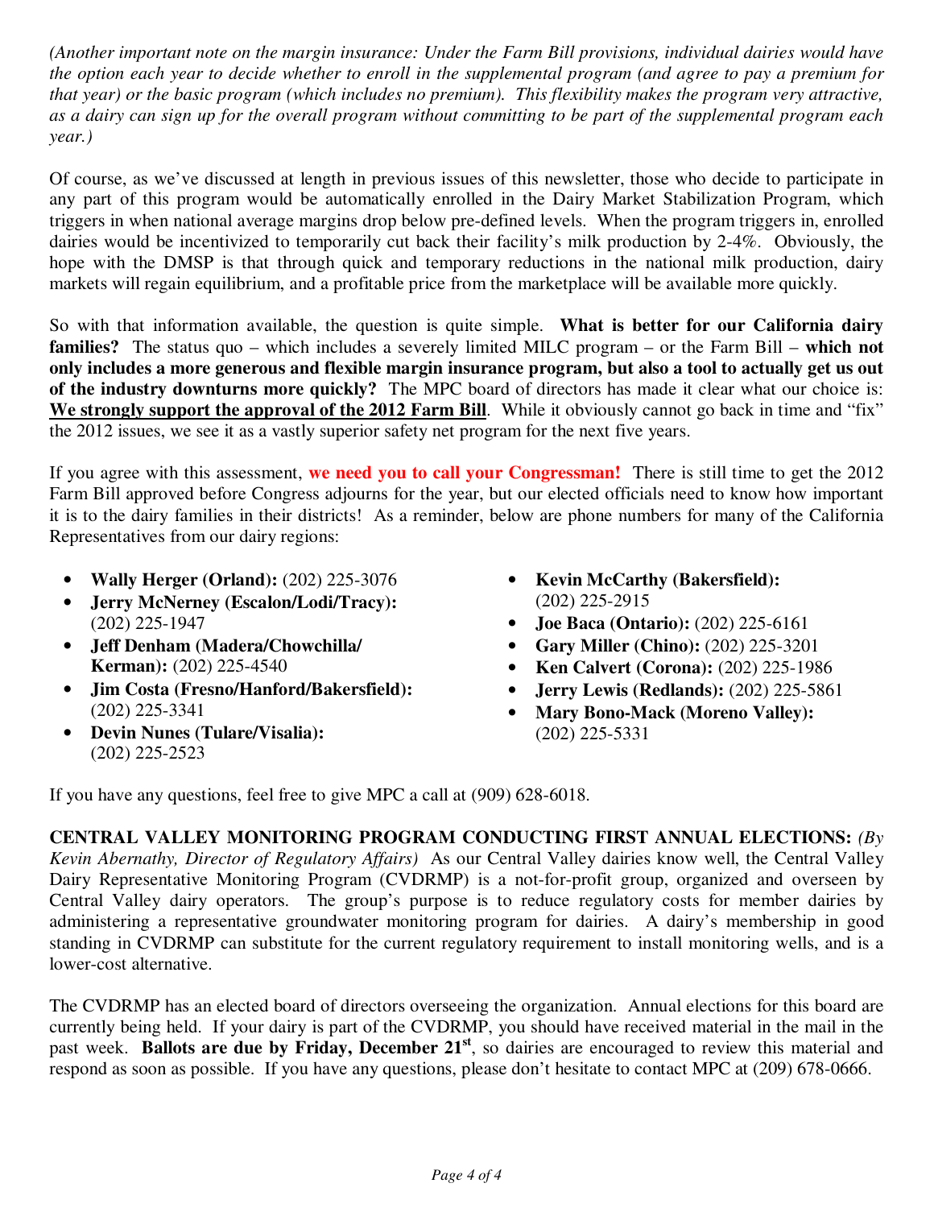*(Another important note on the margin insurance: Under the Farm Bill provisions, individual dairies would have the option each year to decide whether to enroll in the supplemental program (and agree to pay a premium for that year) or the basic program (which includes no premium). This flexibility makes the program very attractive, as a dairy can sign up for the overall program without committing to be part of the supplemental program each year.)*

Of course, as we've discussed at length in previous issues of this newsletter, those who decide to participate in any part of this program would be automatically enrolled in the Dairy Market Stabilization Program, which triggers in when national average margins drop below pre-defined levels. When the program triggers in, enrolled dairies would be incentivized to temporarily cut back their facility's milk production by 2-4%. Obviously, the hope with the DMSP is that through quick and temporary reductions in the national milk production, dairy markets will regain equilibrium, and a profitable price from the marketplace will be available more quickly.

So with that information available, the question is quite simple. **What is better for our California dairy families?** The status quo – which includes a severely limited MILC program – or the Farm Bill – **which not only includes a more generous and flexible margin insurance program, but also a tool to actually get us out of the industry downturns more quickly?** The MPC board of directors has made it clear what our choice is: **<u>We strongly support the approval of the 2012 Farm Bill</u>**. While it obviously cannot go back in time and "fix" the 2012 issues, we see it as a vastly superior safety net program for the next five years.

If you agree with this assessment, **we need you to call your Congressman!** There is still time to get the 2012 Farm Bill approved before Congress adjourns for the year, but our elected officials need to know how important it is to the dairy families in their districts! As a reminder, below are phone numbers for many of the California Representatives from our dairy regions:

- **Wally Herger (Orland):** (202) 225-3076
- **Jerry McNerney (Escalon/Lodi/Tracy):** (202) 225-1947
- **Jeff Denham (Madera/Chowchilla/ Kerman):** (202) 225-4540
- **Jim Costa (Fresno/Hanford/Bakersfield):** (202) 225-3341
- **Devin Nunes (Tulare/Visalia):** (202) 225-2523
- **Kevin McCarthy (Bakersfield):** (202) 225-2915
- **Joe Baca (Ontario):** (202) 225-6161
- **Gary Miller (Chino):** (202) 225-3201
- **Ken Calvert (Corona):** (202) 225-1986
- **Jerry Lewis (Redlands):** (202) 225-5861
- **Mary Bono-Mack (Moreno Valley):** (202) 225-5331

If you have any questions, feel free to give MPC a call at (909) 628-6018.

**CENTRAL VALLEY MONITORING PROGRAM CONDUCTING FIRST ANNUAL ELECTIONS:** *(By Kevin Abernathy, Director of Regulatory Affairs)* As our Central Valley dairies know well, the Central Valley Dairy Representative Monitoring Program (CVDRMP) is a not-for-profit group, organized and overseen by Central Valley dairy operators. The group's purpose is to reduce regulatory costs for member dairies by administering a representative groundwater monitoring program for dairies. A dairy's membership in good standing in CVDRMP can substitute for the current regulatory requirement to install monitoring wells, and is a lower-cost alternative.

The CVDRMP has an elected board of directors overseeing the organization. Annual elections for this board are currently being held. If your dairy is part of the CVDRMP, you should have received material in the mail in the past week. **Ballots are due by Friday, December 21st**, so dairies are encouraged to review this material and respond as soon as possible. If you have any questions, please don't hesitate to contact MPC at (209) 678-0666.